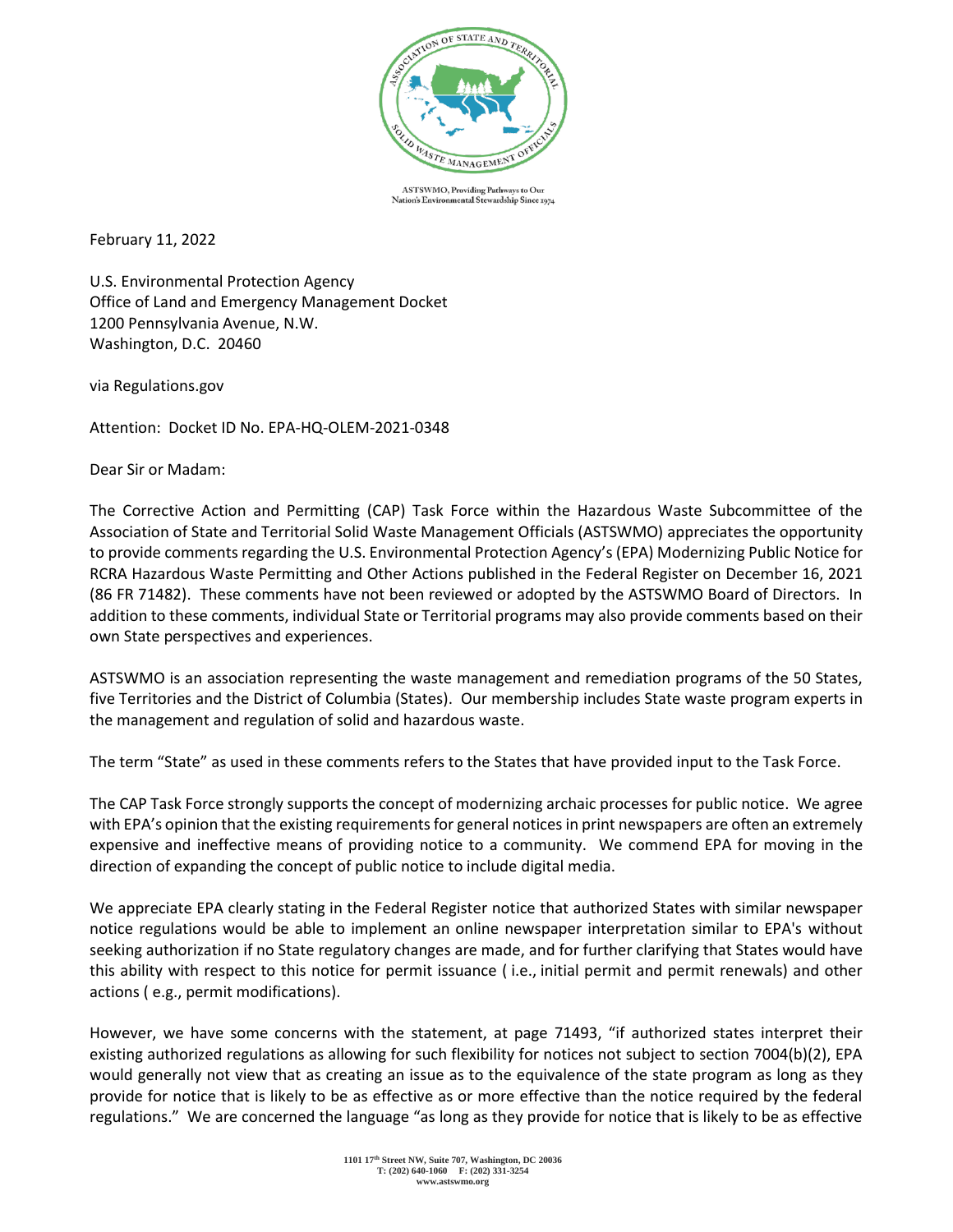ASTSWMO, Providing Pathways to Our Nation's Environmental Stewardship Since 1974

February 11, 2022

U.S. Environmental Protection Agency
Office of Land and Emergency Management Docket
1200 Pennsylvania Avenue, N.W.
Washington, D.C. 20460

via Regulations.gov

Attention: Docket ID No. EPA-HQ-OLEM-2021-0348

Dear Sir or Madam:

The Corrective Action and Permitting (CAP) Task Force within the Hazardous Waste Subcommittee of the Association of State and Territorial Solid Waste Management Officials (ASTSWMO) appreciates the opportunity to provide comments regarding the U.S. Environmental Protection Agency's (EPA) Modernizing Public Notice for RCRA Hazardous Waste Permitting and Other Actions published in the Federal Register on December 16, 2021 (86 FR 71482). These comments have not been reviewed or adopted by the ASTSWMO Board of Directors. In addition to these comments, individual State or Territorial programs may also provide comments based on their own State perspectives and experiences.

ASTSWMO is an association representing the waste management and remediation programs of the 50 States, five Territories and the District of Columbia (States). Our membership includes State waste program experts in the management and regulation of solid and hazardous waste.

The term "State" as used in these comments refers to the States that have provided input to the Task Force.

The CAP Task Force strongly supports the concept of modernizing archaic processes for public notice. We agree with EPA's opinion that the existing requirements for general notices in print newspapers are often an extremely expensive and ineffective means of providing notice to a community. We commend EPA for moving in the direction of expanding the concept of public notice to include digital media.

We appreciate EPA clearly stating in the Federal Register notice that authorized States with similar newspaper notice regulations would be able to implement an online newspaper interpretation similar to EPA's without seeking authorization if no State regulatory changes are made, and for further clarifying that States would have this ability with respect to this notice for permit issuance ( i.e., initial permit and permit renewals) and other actions ( e.g., permit modifications).

However, we have some concerns with the statement, at page 71493, "if authorized states interpret their existing authorized regulations as allowing for such flexibility for notices not subject to section 7004(b)(2), EPA would generally not view that as creating an issue as to the equivalence of the state program as long as they provide for notice that is likely to be as effective as or more effective than the notice required by the federal regulations." We are concerned the language "as long as they provide for notice that is likely to be as effective

1101 17th Street NW, Suite 707, Washington, DC 20036
T: (202) 640-1060 F: (202) 331-3254
www.astswmo.org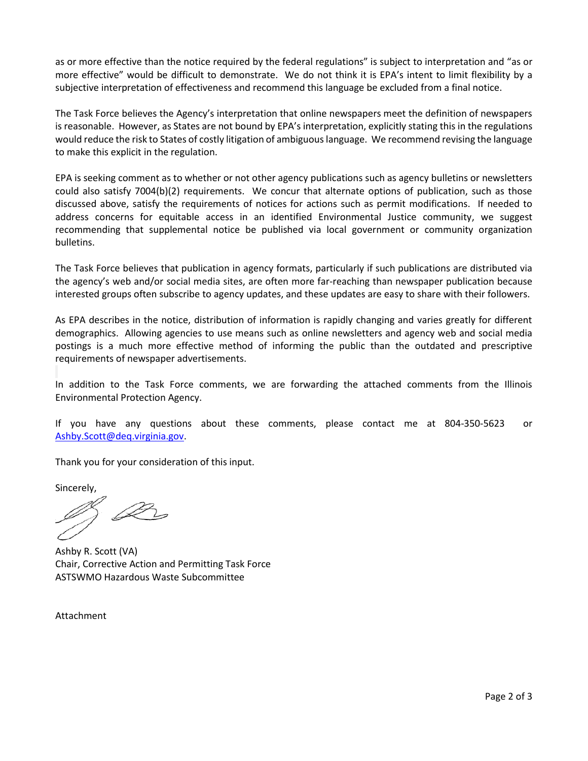as or more effective than the notice required by the federal regulations" is subject to interpretation and "as or more effective" would be difficult to demonstrate. We do not think it is EPA's intent to limit flexibility by a subjective interpretation of effectiveness and recommend this language be excluded from a final notice.

The Task Force believes the Agency's interpretation that online newspapers meet the definition of newspapers is reasonable. However, as States are not bound by EPA's interpretation, explicitly stating this in the regulations would reduce the risk to States of costly litigation of ambiguous language. We recommend revising the language to make this explicit in the regulation.

EPA is seeking comment as to whether or not other agency publications such as agency bulletins or newsletters could also satisfy 7004(b)(2) requirements. We concur that alternate options of publication, such as those discussed above, satisfy the requirements of notices for actions such as permit modifications. If needed to address concerns for equitable access in an identified Environmental Justice community, we suggest recommending that supplemental notice be published via local government or community organization bulletins.

The Task Force believes that publication in agency formats, particularly if such publications are distributed via the agency's web and/or social media sites, are often more far-reaching than newspaper publication because interested groups often subscribe to agency updates, and these updates are easy to share with their followers.

As EPA describes in the notice, distribution of information is rapidly changing and varies greatly for different demographics. Allowing agencies to use means such as online newsletters and agency web and social media postings is a much more effective method of informing the public than the outdated and prescriptive requirements of newspaper advertisements.

In addition to the Task Force comments, we are forwarding the attached comments from the Illinois Environmental Protection Agency.

If you have any questions about these comments, please contact me at 804-350-5623 or Ashby.Scott@deq.virginia.gov.

Thank you for your consideration of this input.

Sincerely,

Ashby R. Scott (VA)
Chair, Corrective Action and Permitting Task Force
ASTSWMO Hazardous Waste Subcommittee

Attachment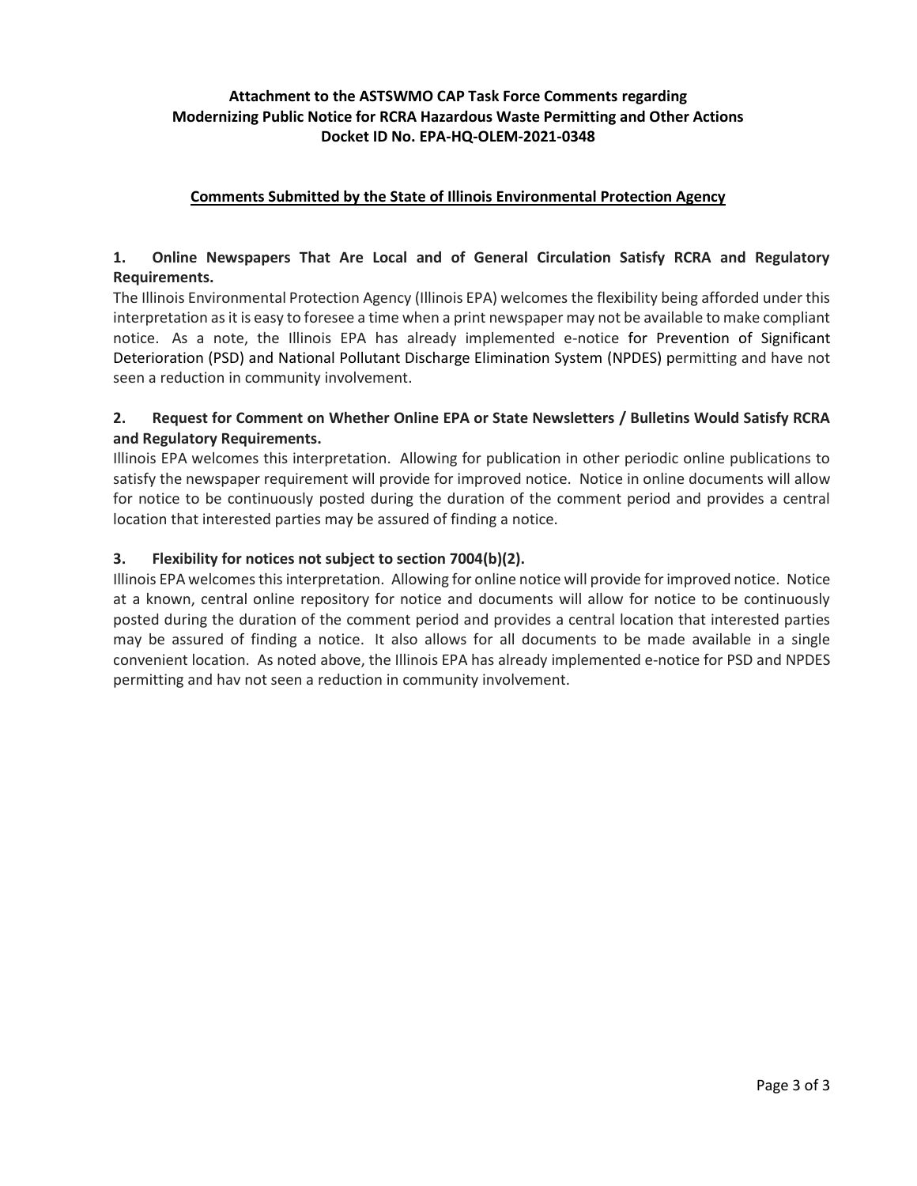**Attachment to the ASTSWMO CAP Task Force Comments regarding Modernizing Public Notice for RCRA Hazardous Waste Permitting and Other Actions Docket ID No. EPA-HQ-OLEM-2021-0348**

**<u>Comments Submitted by the State of Illinois Environmental Protection Agency</u>**

### 1. Online Newspapers That Are Local and of General Circulation Satisfy RCRA and Regulatory Requirements.

The Illinois Environmental Protection Agency (Illinois EPA) welcomes the flexibility being afforded under this interpretation as it is easy to foresee a time when a print newspaper may not be available to make compliant notice. As a note, the Illinois EPA has already implemented e-notice for Prevention of Significant Deterioration (PSD) and National Pollutant Discharge Elimination System (NPDES) permitting and have not seen a reduction in community involvement.

### 2. Request for Comment on Whether Online EPA or State Newsletters / Bulletins Would Satisfy RCRA and Regulatory Requirements.

Illinois EPA welcomes this interpretation. Allowing for publication in other periodic online publications to satisfy the newspaper requirement will provide for improved notice. Notice in online documents will allow for notice to be continuously posted during the duration of the comment period and provides a central location that interested parties may be assured of finding a notice.

### 3. Flexibility for notices not subject to section 7004(b)(2).

Illinois EPA welcomes this interpretation. Allowing for online notice will provide for improved notice. Notice at a known, central online repository for notice and documents will allow for notice to be continuously posted during the duration of the comment period and provides a central location that interested parties may be assured of finding a notice. It also allows for all documents to be made available in a single convenient location. As noted above, the Illinois EPA has already implemented e-notice for PSD and NPDES permitting and hav not seen a reduction in community involvement.